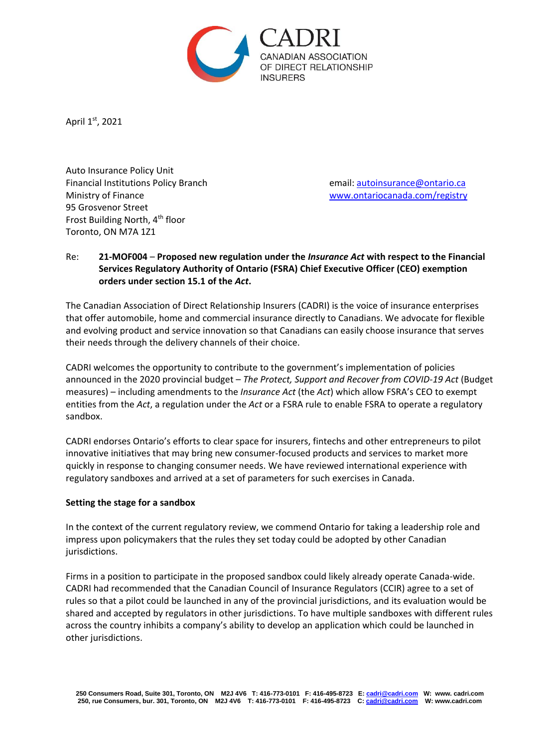CADRI
CANADIAN ASSOCIATION
OF DIRECT RELATIONSHIP
INSURERS

April 1st, 2021

Auto Insurance Policy Unit
Financial Institutions Policy Branch
Ministry of Finance
95 Grosvenor Street
Frost Building North, 4th floor
Toronto, ON M7A 1Z1

email: autoinsurance@ontario.ca
www.ontariocanada.com/registry

Re: **21-MOF004 – Proposed new regulation under the *Insurance Act* with respect to the Financial Services Regulatory Authority of Ontario (FSRA) Chief Executive Officer (CEO) exemption orders under section 15.1 of the *Act*.**

The Canadian Association of Direct Relationship Insurers (CADRI) is the voice of insurance enterprises that offer automobile, home and commercial insurance directly to Canadians. We advocate for flexible and evolving product and service innovation so that Canadians can easily choose insurance that serves their needs through the delivery channels of their choice.

CADRI welcomes the opportunity to contribute to the government's implementation of policies announced in the 2020 provincial budget – *The Protect, Support and Recover from COVID-19 Act* (Budget measures) – including amendments to the *Insurance Act* (the *Act*) which allow FSRA's CEO to exempt entities from the *Act*, a regulation under the *Act* or a FSRA rule to enable FSRA to operate a regulatory sandbox.

CADRI endorses Ontario's efforts to clear space for insurers, fintechs and other entrepreneurs to pilot innovative initiatives that may bring new consumer-focused products and services to market more quickly in response to changing consumer needs. We have reviewed international experience with regulatory sandboxes and arrived at a set of parameters for such exercises in Canada.

**Setting the stage for a sandbox**

In the context of the current regulatory review, we commend Ontario for taking a leadership role and impress upon policymakers that the rules they set today could be adopted by other Canadian jurisdictions.

Firms in a position to participate in the proposed sandbox could likely already operate Canada-wide. CADRI had recommended that the Canadian Council of Insurance Regulators (CCIR) agree to a set of rules so that a pilot could be launched in any of the provincial jurisdictions, and its evaluation would be shared and accepted by regulators in other jurisdictions. To have multiple sandboxes with different rules across the country inhibits a company's ability to develop an application which could be launched in other jurisdictions.

250 Consumers Road, Suite 301, Toronto, ON M2J 4V6 T: 416-773-0101 F: 416-495-8723 E: cadri@cadri.com W: www. cadri.com
250, rue Consumers, bur. 301, Toronto, ON M2J 4V6 T: 416-773-0101 F: 416-495-8723 C: cadri@cadri.com W: www.cadri.com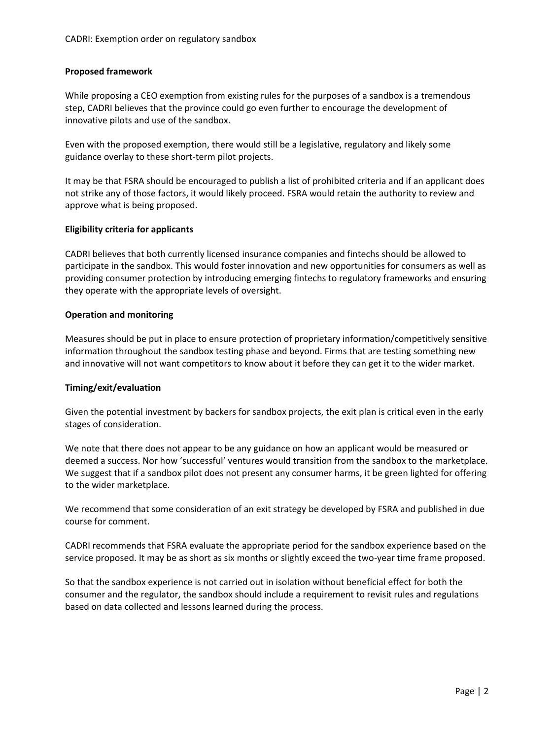**Proposed framework**

While proposing a CEO exemption from existing rules for the purposes of a sandbox is a tremendous step, CADRI believes that the province could go even further to encourage the development of innovative pilots and use of the sandbox.

Even with the proposed exemption, there would still be a legislative, regulatory and likely some guidance overlay to these short-term pilot projects.

It may be that FSRA should be encouraged to publish a list of prohibited criteria and if an applicant does not strike any of those factors, it would likely proceed. FSRA would retain the authority to review and approve what is being proposed.

**Eligibility criteria for applicants**

CADRI believes that both currently licensed insurance companies and fintechs should be allowed to participate in the sandbox. This would foster innovation and new opportunities for consumers as well as providing consumer protection by introducing emerging fintechs to regulatory frameworks and ensuring they operate with the appropriate levels of oversight.

**Operation and monitoring**

Measures should be put in place to ensure protection of proprietary information/competitively sensitive information throughout the sandbox testing phase and beyond. Firms that are testing something new and innovative will not want competitors to know about it before they can get it to the wider market.

**Timing/exit/evaluation**

Given the potential investment by backers for sandbox projects, the exit plan is critical even in the early stages of consideration.

We note that there does not appear to be any guidance on how an applicant would be measured or deemed a success. Nor how 'successful' ventures would transition from the sandbox to the marketplace. We suggest that if a sandbox pilot does not present any consumer harms, it be green lighted for offering to the wider marketplace.

We recommend that some consideration of an exit strategy be developed by FSRA and published in due course for comment.

CADRI recommends that FSRA evaluate the appropriate period for the sandbox experience based on the service proposed. It may be as short as six months or slightly exceed the two-year time frame proposed.

So that the sandbox experience is not carried out in isolation without beneficial effect for both the consumer and the regulator, the sandbox should include a requirement to revisit rules and regulations based on data collected and lessons learned during the process.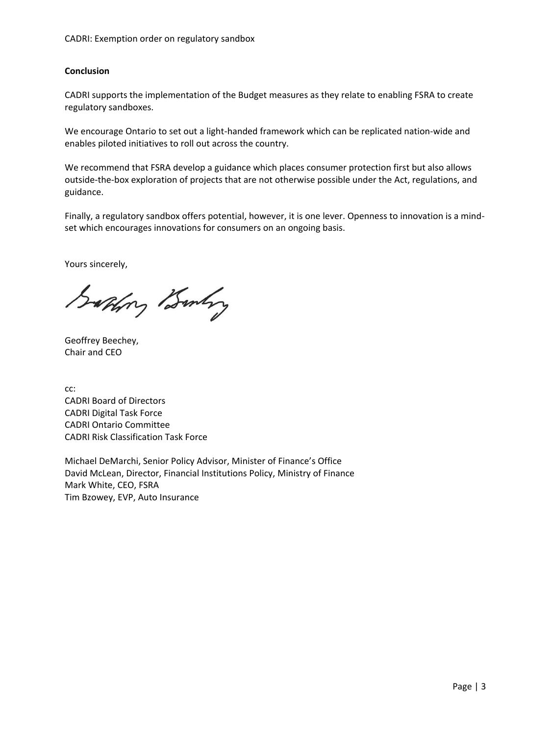**Conclusion**

CADRI supports the implementation of the Budget measures as they relate to enabling FSRA to create regulatory sandboxes.

We encourage Ontario to set out a light-handed framework which can be replicated nation-wide and enables piloted initiatives to roll out across the country.

We recommend that FSRA develop a guidance which places consumer protection first but also allows outside-the-box exploration of projects that are not otherwise possible under the Act, regulations, and guidance.

Finally, a regulatory sandbox offers potential, however, it is one lever. Openness to innovation is a mind-set which encourages innovations for consumers on an ongoing basis.

Yours sincerely,

Geoffrey Beechey,
Chair and CEO

cc:
CADRI Board of Directors
CADRI Digital Task Force
CADRI Ontario Committee
CADRI Risk Classification Task Force

Michael DeMarchi, Senior Policy Advisor, Minister of Finance's Office
David McLean, Director, Financial Institutions Policy, Ministry of Finance
Mark White, CEO, FSRA
Tim Bzowey, EVP, Auto Insurance